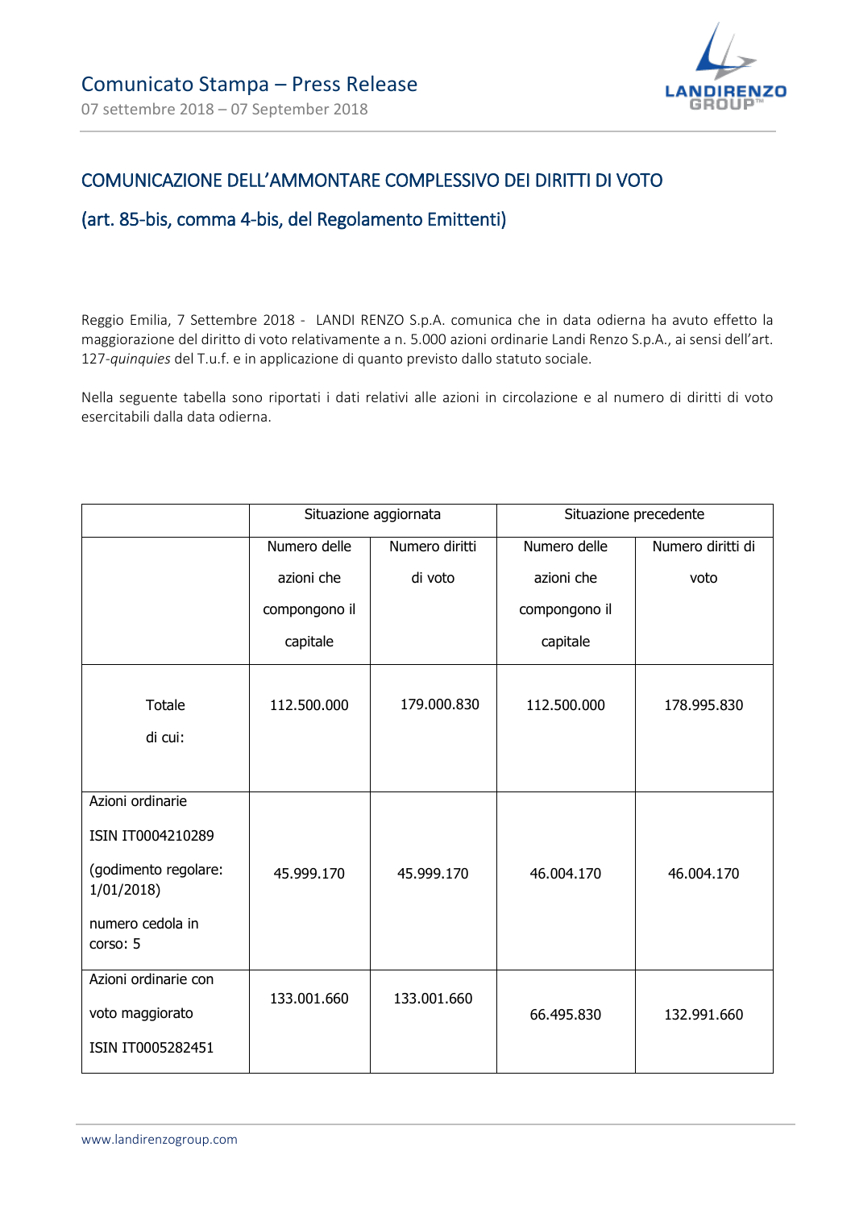# Comunicato Stampa – Press Release

07 settembre 2018 – 07 September 2018

## COMUNICAZIONE DELL'AMMONTARE COMPLESSIVO DEI DIRITTI DI VOTO

## (art. 85-bis, comma 4-bis, del Regolamento Emittenti)

Reggio Emilia, 7 Settembre 2018 - LANDI RENZO S.p.A. comunica che in data odierna ha avuto effetto la maggiorazione del diritto di voto relativamente a n. 5.000 azioni ordinarie Landi Renzo S.p.A., ai sensi dell'art. 127-*quinquies* del T.u.f. e in applicazione di quanto previsto dallo statuto sociale.

Nella seguente tabella sono riportati i dati relativi alle azioni in circolazione e al numero di diritti di voto esercitabili dalla data odierna.

| | Situazione aggiornata | | Situazione precedente | |
|---|---|---|---|---|
| | Numero delle azioni che compongono il capitale | Numero diritti di voto | Numero delle azioni che compongono il capitale | Numero diritti di voto |
| Totale di cui: | 112.500.000 | 179.000.830 | 112.500.000 | 178.995.830 |
| Azioni ordinarie ISIN IT0004210289 (godimento regolare: 1/01/2018) numero cedola in corso: 5 | 45.999.170 | 45.999.170 | 46.004.170 | 46.004.170 |
| Azioni ordinarie con voto maggiorato ISIN IT0005282451 | 133.001.660 | 133.001.660 | 66.495.830 | 132.991.660 |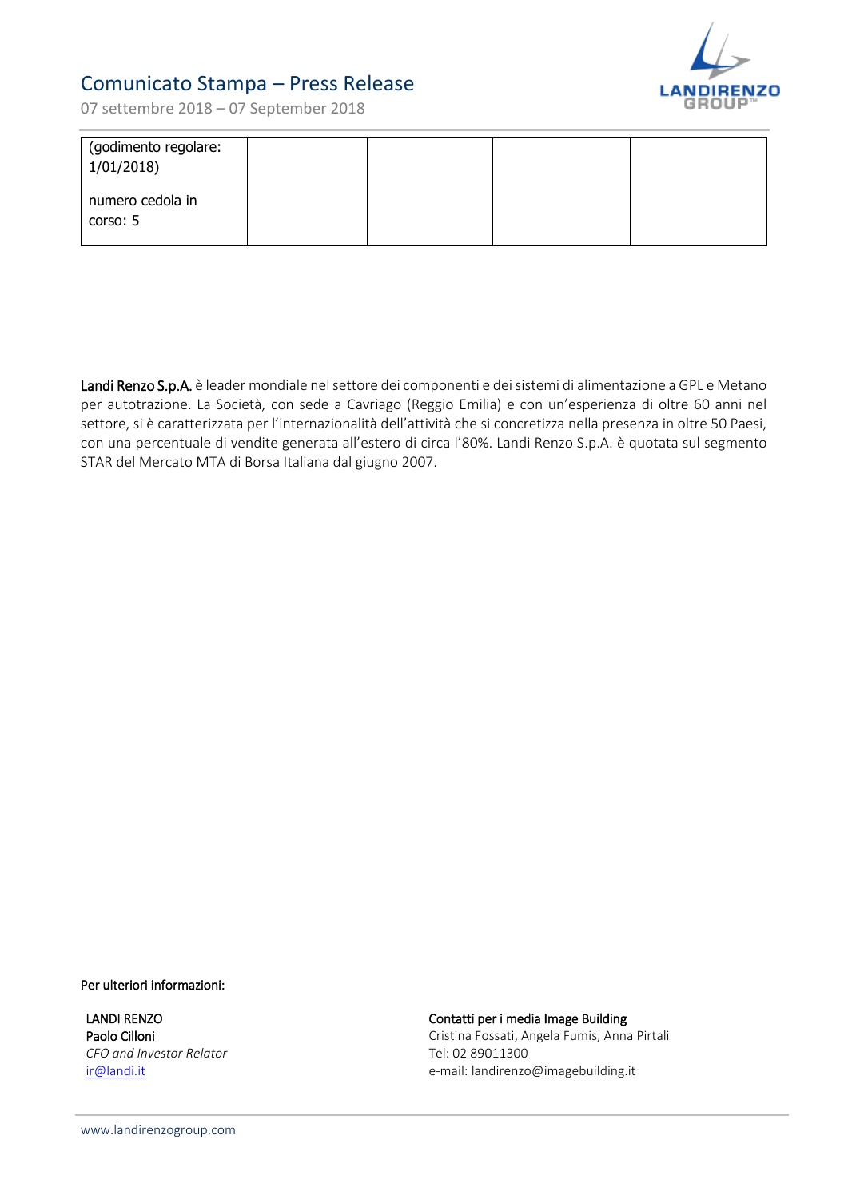| (godimento regolare: 1/01/2018)<br><br>numero cedola in corso: 5 | | | | |
|---|---|---|---|---|

**Landi Renzo S.p.A.** è leader mondiale nel settore dei componenti e dei sistemi di alimentazione a GPL e Metano per autotrazione. La Società, con sede a Cavriago (Reggio Emilia) e con un'esperienza di oltre 60 anni nel settore, si è caratterizzata per l'internazionalità dell'attività che si concretizza nella presenza in oltre 50 Paesi, con una percentuale di vendite generata all'estero di circa l'80%. Landi Renzo S.p.A. è quotata sul segmento STAR del Mercato MTA di Borsa Italiana dal giugno 2007.

**Per ulteriori informazioni:**

**LANDI RENZO**
**Paolo Cilloni**
*CFO and Investor Relator*
ir@landi.it

**Contatti per i media Image Building**
Cristina Fossati, Angela Fumis, Anna Pirtali
Tel: 02 89011300
e-mail: landirenzo@imagebuilding.it

www.landirenzogroup.com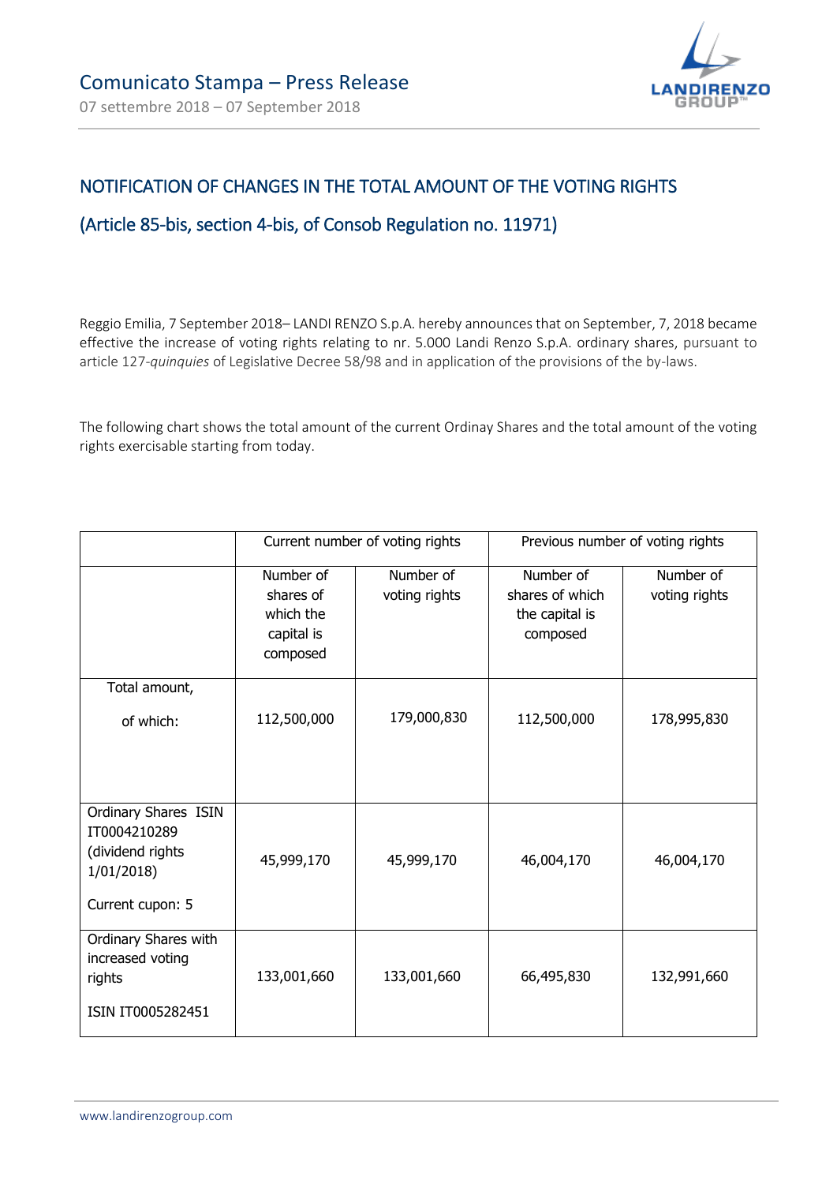Comunicato Stampa – Press Release

07 settembre 2018 – 07 September 2018

## NOTIFICATION OF CHANGES IN THE TOTAL AMOUNT OF THE VOTING RIGHTS

## (Article 85-bis, section 4-bis, of Consob Regulation no. 11971)

Reggio Emilia, 7 September 2018– LANDI RENZO S.p.A. hereby announces that on September, 7, 2018 became effective the increase of voting rights relating to nr. 5.000 Landi Renzo S.p.A. ordinary shares, pursuant to article 127-*quinquies* of Legislative Decree 58/98 and in application of the provisions of the by-laws.

The following chart shows the total amount of the current Ordinay Shares and the total amount of the voting rights exercisable starting from today.

| | Current number of voting rights | | Previous number of voting rights | |
|---|---|---|---|---|
| | Number of shares of which the capital is composed | Number of voting rights | Number of shares of which the capital is composed | Number of voting rights |
| Total amount, of which: | 112,500,000 | 179,000,830 | 112,500,000 | 178,995,830 |
| Ordinary Shares ISIN IT0004210289 (dividend rights 1/01/2018) Current cupon: 5 | 45,999,170 | 45,999,170 | 46,004,170 | 46,004,170 |
| Ordinary Shares with increased voting rights ISIN IT0005282451 | 133,001,660 | 133,001,660 | 66,495,830 | 132,991,660 |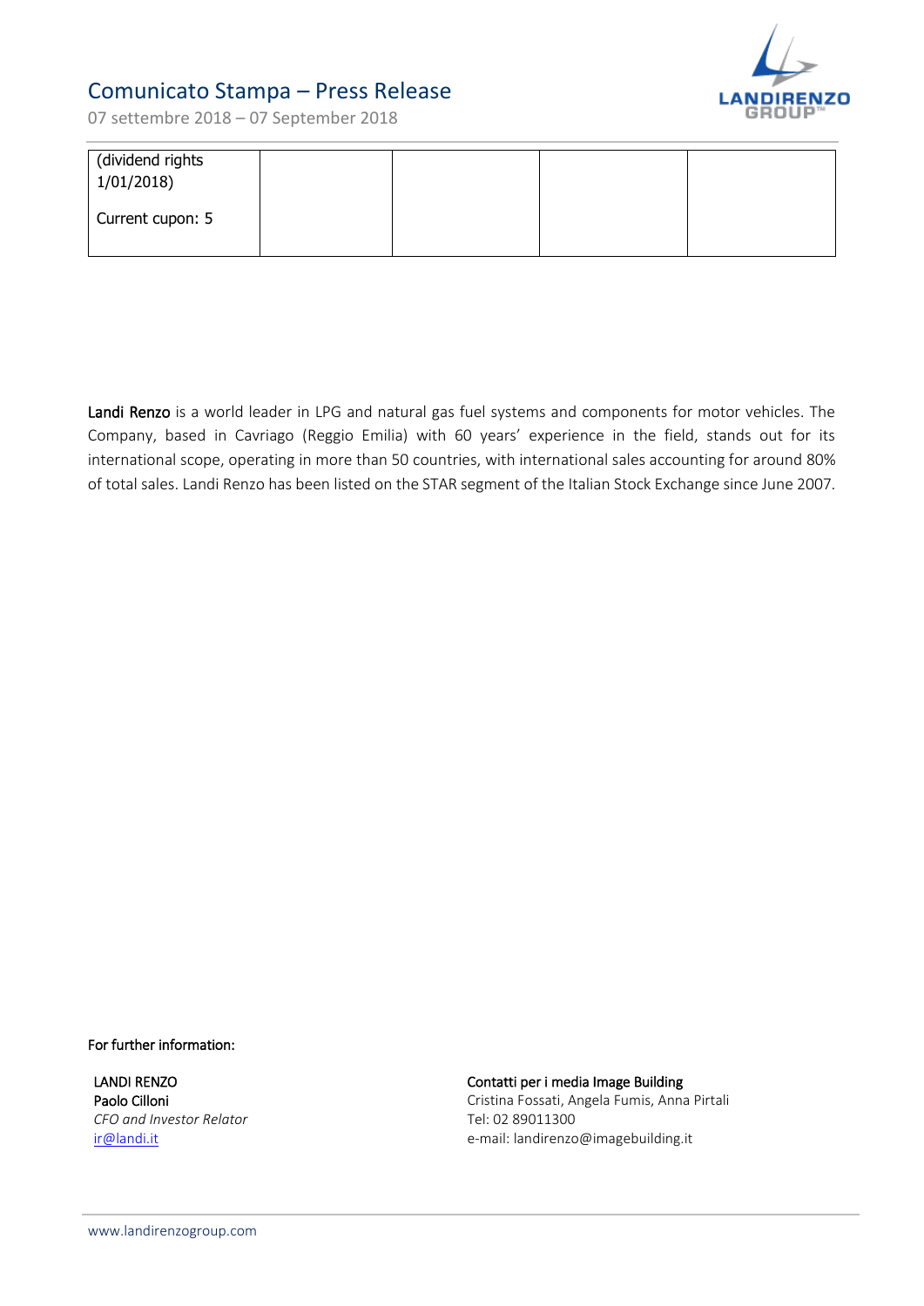| | | | | |
|---|---|---|---|---|
| (dividend rights 1/01/2018)<br><br>Current cupon: 5 | | | | |

**Landi Renzo** is a world leader in LPG and natural gas fuel systems and components for motor vehicles. The Company, based in Cavriago (Reggio Emilia) with 60 years' experience in the field, stands out for its international scope, operating in more than 50 countries, with international sales accounting for around 80% of total sales. Landi Renzo has been listed on the STAR segment of the Italian Stock Exchange since June 2007.

**For further information:**

**LANDI RENZO**
**Paolo Cilloni**
*CFO and Investor Relator*
ir@landi.it

**Contatti per i media Image Building**
Cristina Fossati, Angela Fumis, Anna Pirtali
Tel: 02 89011300
e-mail: landirenzo@imagebuilding.it

www.landirenzogroup.com